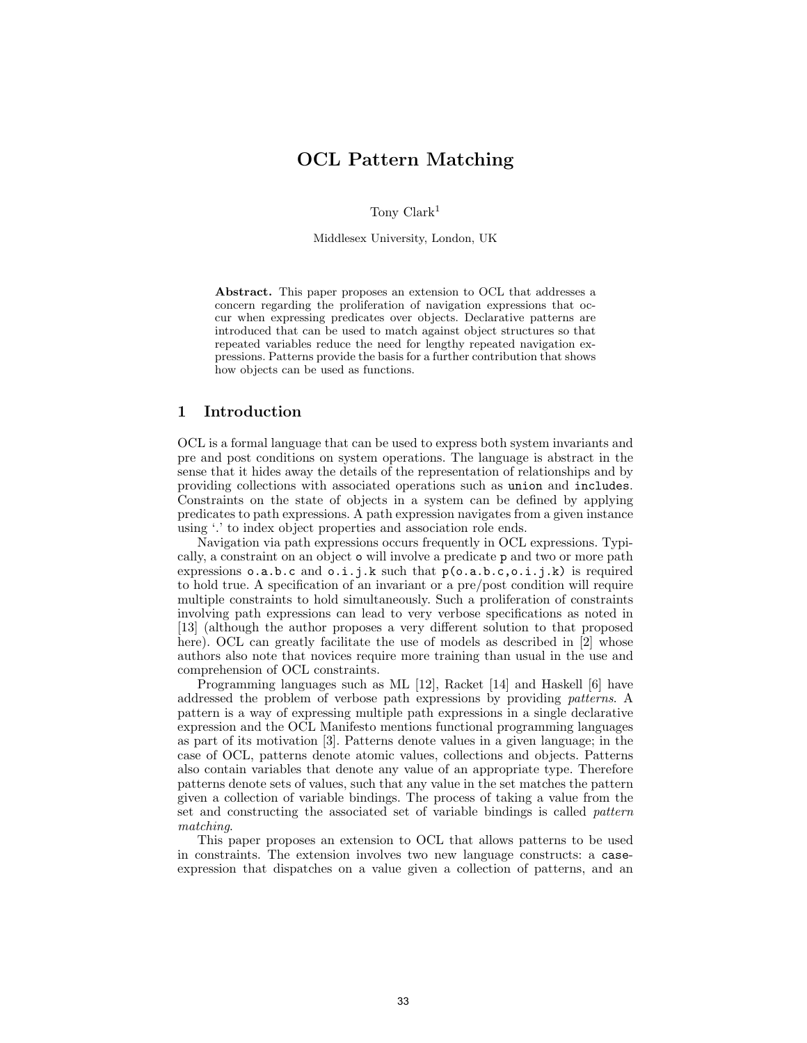# OCL Pattern Matching

Tony Clark[1]

Middlesex University, London, UK

**Abstract.** This paper proposes an extension to OCL that addresses a concern regarding the proliferation of navigation expressions that occur when expressing predicates over objects. Declarative patterns are introduced that can be used to match against object structures so that repeated variables reduce the need for lengthy repeated navigation expressions. Patterns provide the basis for a further contribution that shows how objects can be used as functions.

## 1 Introduction

OCL is a formal language that can be used to express both system invariants and pre and post conditions on system operations. The language is abstract in the sense that it hides away the details of the representation of relationships and by providing collections with associated operations such as `union` and `includes`. Constraints on the state of objects in a system can be defined by applying predicates to path expressions. A path expression navigates from a given instance using '.' to index object properties and association role ends.

Navigation via path expressions occurs frequently in OCL expressions. Typically, a constraint on an object `o` will involve a predicate `p` and two or more path expressions `o.a.b.c` and `o.i.j.k` such that `p(o.a.b.c,o.i.j.k)` is required to hold true. A specification of an invariant or a pre/post condition will require multiple constraints to hold simultaneously. Such a proliferation of constraints involving path expressions can lead to very verbose specifications as noted in [13] (although the author proposes a very different solution to that proposed here). OCL can greatly facilitate the use of models as described in [2] whose authors also note that novices require more training than usual in the use and comprehension of OCL constraints.

Programming languages such as ML [12], Racket [14] and Haskell [6] have addressed the problem of verbose path expressions by providing *patterns*. A pattern is a way of expressing multiple path expressions in a single declarative expression and the OCL Manifesto mentions functional programming languages as part of its motivation [3]. Patterns denote values in a given language; in the case of OCL, patterns denote atomic values, collections and objects. Patterns also contain variables that denote any value of an appropriate type. Therefore patterns denote sets of values, such that any value in the set matches the pattern given a collection of variable bindings. The process of taking a value from the set and constructing the associated set of variable bindings is called *pattern matching*.

This paper proposes an extension to OCL that allows patterns to be used in constraints. The extension involves two new language constructs: a `case`-expression that dispatches on a value given a collection of patterns, and an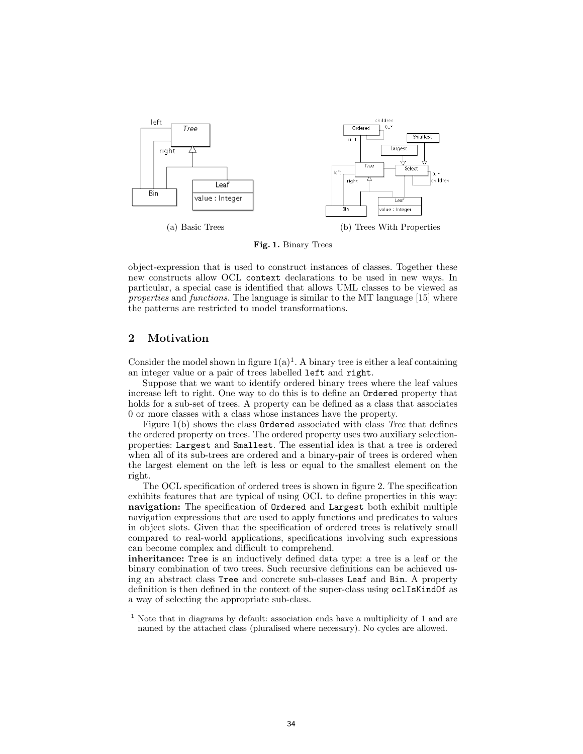(a) Basic Trees

(b) Trees With Properties

**Fig. 1.** Binary Trees

object-expression that is used to construct instances of classes. Together these new constructs allow OCL `context` declarations to be used in new ways. In particular, a special case is identified that allows UML classes to be viewed as *properties* and *functions*. The language is similar to the MT language [15] where the patterns are restricted to model transformations.

## 2 Motivation

Consider the model shown in figure 1(a)[1]. A binary tree is either a leaf containing an integer value or a pair of trees labelled `left` and `right`.

Suppose that we want to identify ordered binary trees where the leaf values increase left to right. One way to do this is to define an `Ordered` property that holds for a sub-set of trees. A property can be defined as a class that associates 0 or more classes with a class whose instances have the property.

Figure 1(b) shows the class `Ordered` associated with class *Tree* that defines the ordered property on trees. The ordered property uses two auxiliary selection-properties: `Largest` and `Smallest`. The essential idea is that a tree is ordered when all of its sub-trees are ordered and a binary-pair of trees is ordered when the largest element on the left is less or equal to the smallest element on the right.

The OCL specification of ordered trees is shown in figure 2. The specification exhibits features that are typical of using OCL to define properties in this way:
**navigation:** The specification of `Ordered` and `Largest` both exhibit multiple navigation expressions that are used to apply functions and predicates to values in object slots. Given that the specification of ordered trees is relatively small compared to real-world applications, specifications involving such expressions can become complex and difficult to comprehend.
**inheritance:** `Tree` is an inductively defined data type: a tree is a leaf or the binary combination of two trees. Such recursive definitions can be achieved using an abstract class `Tree` and concrete sub-classes `Leaf` and `Bin`. A property definition is then defined in the context of the super-class using `oclIsKindOf` as a way of selecting the appropriate sub-class.

[1] Note that in diagrams by default: association ends have a multiplicity of 1 and are named by the attached class (pluralised where necessary). No cycles are allowed.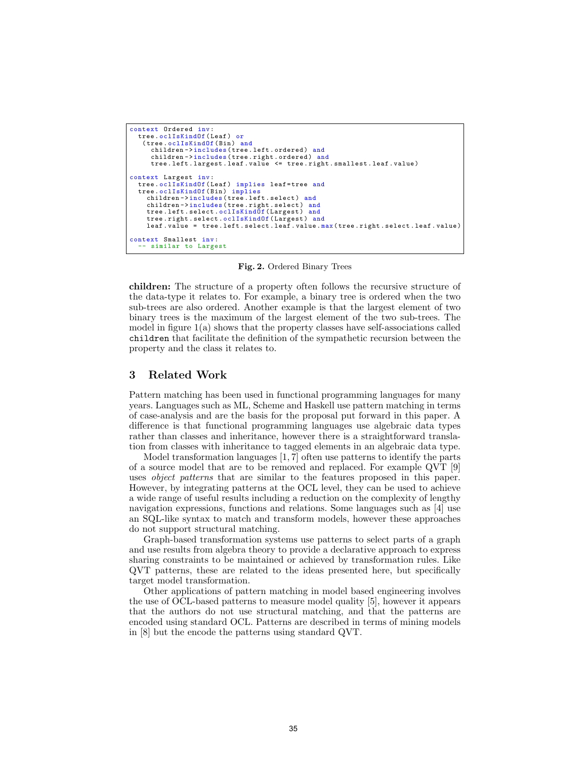```
context Ordered inv:
  tree.oclIsKindOf(Leaf) or
   (tree.oclIsKindOf(Bin) and
     children->includes(tree.left.ordered) and
     children->includes(tree.right.ordered) and
     tree.left.largest.leaf.value <= tree.right.smallest.leaf.value)

context Largest inv:
  tree.oclIsKindOf(Leaf) implies leaf=tree and
  tree.oclIsKindOf(Bin) implies
    children->includes(tree.left.select) and
    children->includes(tree.right.select) and
    tree.left.select.oclIsKindOf(Largest) and
    tree.right.select.oclIsKindOf(Largest) and
    leaf.value = tree.left.select.leaf.value.max(tree.right.select.leaf.value)

context Smallest inv:
  -- similar to Largest
```

**Fig. 2.** Ordered Binary Trees

**children:** The structure of a property often follows the recursive structure of the data-type it relates to. For example, a binary tree is ordered when the two sub-trees are also ordered. Another example is that the largest element of two binary trees is the maximum of the largest element of the two sub-trees. The model in figure 1(a) shows that the property classes have self-associations called `children` that facilitate the definition of the sympathetic recursion between the property and the class it relates to.

## 3 Related Work

Pattern matching has been used in functional programming languages for many years. Languages such as ML, Scheme and Haskell use pattern matching in terms of case-analysis and are the basis for the proposal put forward in this paper. A difference is that functional programming languages use algebraic data types rather than classes and inheritance, however there is a straightforward translation from classes with inheritance to tagged elements in an algebraic data type.

Model transformation languages [1, 7] often use patterns to identify the parts of a source model that are to be removed and replaced. For example QVT [9] uses *object patterns* that are similar to the features proposed in this paper. However, by integrating patterns at the OCL level, they can be used to achieve a wide range of useful results including a reduction on the complexity of lengthy navigation expressions, functions and relations. Some languages such as [4] use an SQL-like syntax to match and transform models, however these approaches do not support structural matching.

Graph-based transformation systems use patterns to select parts of a graph and use results from algebra theory to provide a declarative approach to express sharing constraints to be maintained or achieved by transformation rules. Like QVT patterns, these are related to the ideas presented here, but specifically target model transformation.

Other applications of pattern matching in model based engineering involves the use of OCL-based patterns to measure model quality [5], however it appears that the authors do not use structural matching, and that the patterns are encoded using standard OCL. Patterns are described in terms of mining models in [8] but the encode the patterns using standard QVT.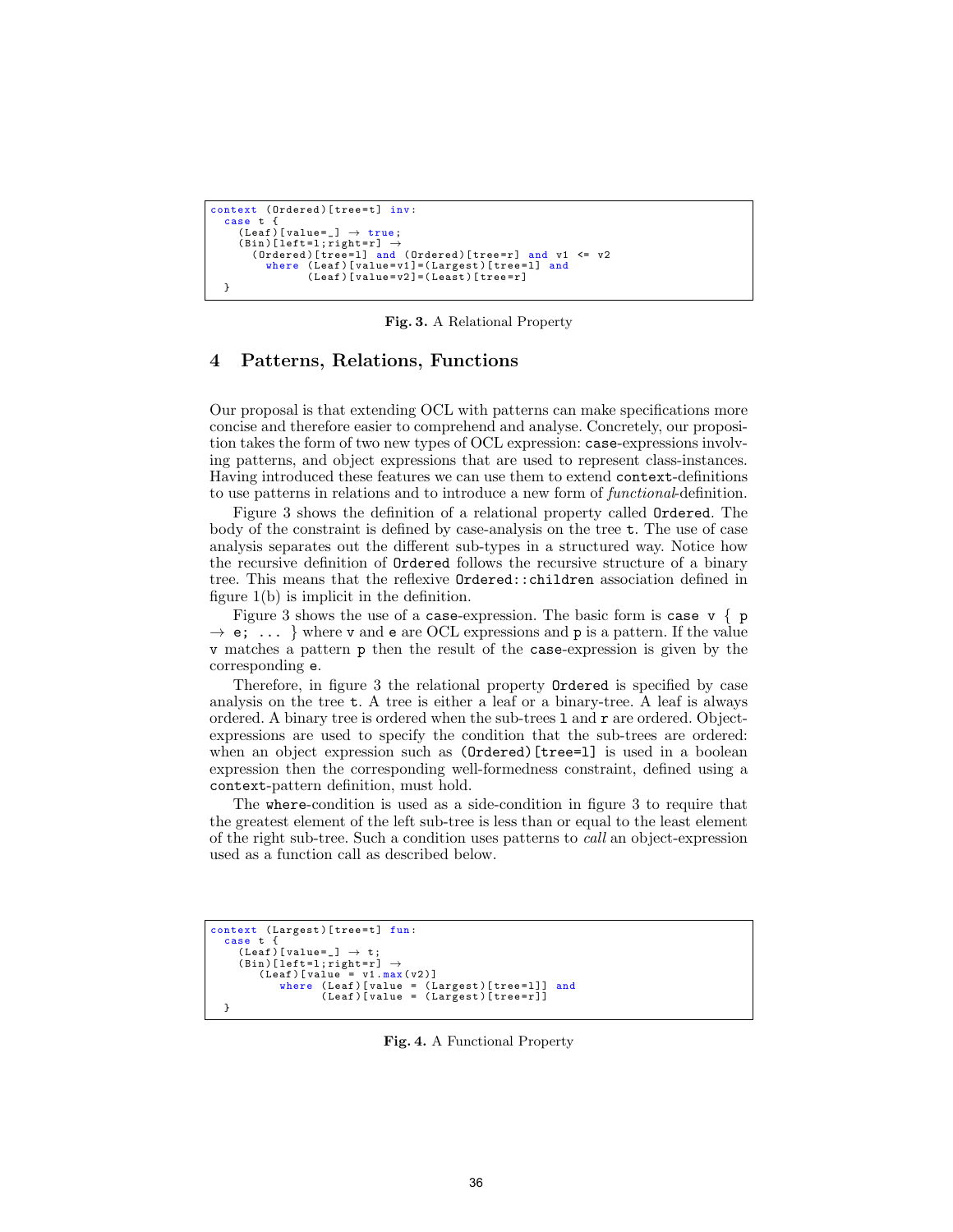```
context (Ordered)[tree=t] inv:
  case t {
    (Leaf)[value=_] → true;
    (Bin)[left=l;right=r] →
      (Ordered)[tree=l] and (Ordered)[tree=r] and v1 <= v2
        where (Leaf)[value=v1]=(Largest)[tree=l] and
              (Leaf)[value=v2]=(Least)[tree=r]
  }
```

**Fig. 3.** A Relational Property

## 4 Patterns, Relations, Functions

Our proposal is that extending OCL with patterns can make specifications more concise and therefore easier to comprehend and analyse. Concretely, our proposition takes the form of two new types of OCL expression: `case`-expressions involving patterns, and object expressions that are used to represent class-instances. Having introduced these features we can use them to extend `context`-definitions to use patterns in relations and to introduce a new form of *functional*-definition.

Figure 3 shows the definition of a relational property called `Ordered`. The body of the constraint is defined by case-analysis on the tree `t`. The use of case analysis separates out the different sub-types in a structured way. Notice how the recursive definition of `Ordered` follows the recursive structure of a binary tree. This means that the reflexive `Ordered::children` association defined in figure 1(b) is implicit in the definition.

Figure 3 shows the use of a `case`-expression. The basic form is `case v { p → e; ... }` where `v` and `e` are OCL expressions and `p` is a pattern. If the value `v` matches a pattern `p` then the result of the `case`-expression is given by the corresponding `e`.

Therefore, in figure 3 the relational property `Ordered` is specified by case analysis on the tree `t`. A tree is either a leaf or a binary-tree. A leaf is always ordered. A binary tree is ordered when the sub-trees `l` and `r` are ordered. Object-expressions are used to specify the condition that the sub-trees are ordered: when an object expression such as `(Ordered)[tree=l]` is used in a boolean expression then the corresponding well-formedness constraint, defined using a `context`-pattern definition, must hold.

The `where`-condition is used as a side-condition in figure 3 to require that the greatest element of the left sub-tree is less than or equal to the least element of the right sub-tree. Such a condition uses patterns to *call* an object-expression used as a function call as described below.

```
context (Largest)[tree=t] fun:
  case t {
    (Leaf)[value=_] → t;
    (Bin)[left=l;right=r] →
       (Leaf)[value = v1.max(v2)]
          where (Leaf)[value = (Largest)[tree=l]] and
                (Leaf)[value = (Largest)[tree=r]]
  }
```

**Fig. 4.** A Functional Property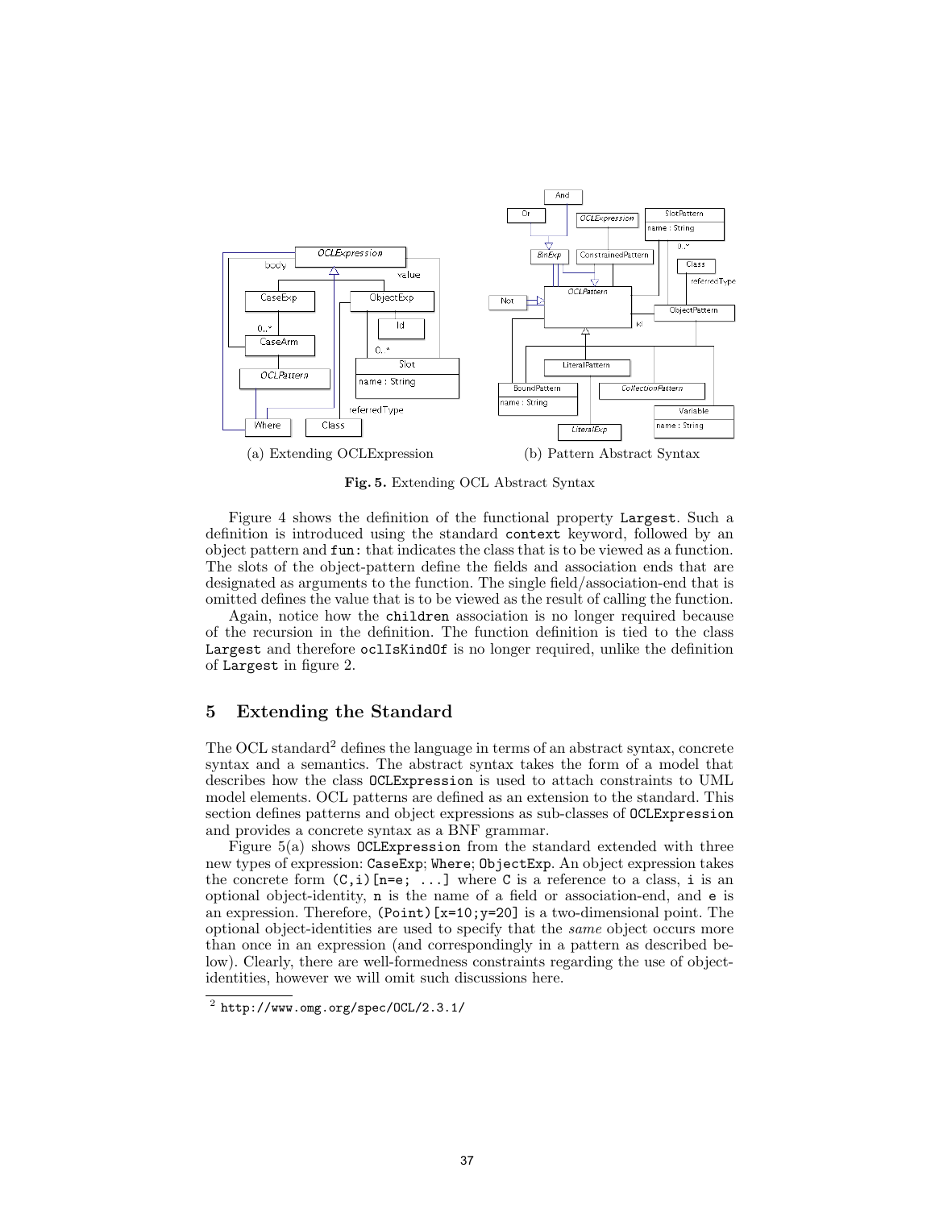(a) Extending OCLExpression

(b) Pattern Abstract Syntax

**Fig. 5.** Extending OCL Abstract Syntax

Figure 4 shows the definition of the functional property `Largest`. Such a definition is introduced using the standard `context` keyword, followed by an object pattern and `fun:` that indicates the class that is to be viewed as a function. The slots of the object-pattern define the fields and association ends that are designated as arguments to the function. The single field/association-end that is omitted defines the value that is to be viewed as the result of calling the function.

Again, notice how the `children` association is no longer required because of the recursion in the definition. The function definition is tied to the class `Largest` and therefore `oclIsKindOf` is no longer required, unlike the definition of `Largest` in figure 2.

## 5 Extending the Standard

The OCL standard[2] defines the language in terms of an abstract syntax, concrete syntax and a semantics. The abstract syntax takes the form of a model that describes how the class `OCLExpression` is used to attach constraints to UML model elements. OCL patterns are defined as an extension to the standard. This section defines patterns and object expressions as sub-classes of `OCLExpression` and provides a concrete syntax as a BNF grammar.

Figure 5(a) shows `OCLExpression` from the standard extended with three new types of expression: `CaseExp`; `Where`; `ObjectExp`. An object expression takes the concrete form `(C,i)[n=e; ...]` where `C` is a reference to a class, `i` is an optional object-identity, `n` is the name of a field or association-end, and `e` is an expression. Therefore, `(Point)[x=10;y=20]` is a two-dimensional point. The optional object-identities are used to specify that the *same* object occurs more than once in an expression (and correspondingly in a pattern as described below). Clearly, there are well-formedness constraints regarding the use of object-identities, however we will omit such discussions here.

[2] `http://www.omg.org/spec/OCL/2.3.1/`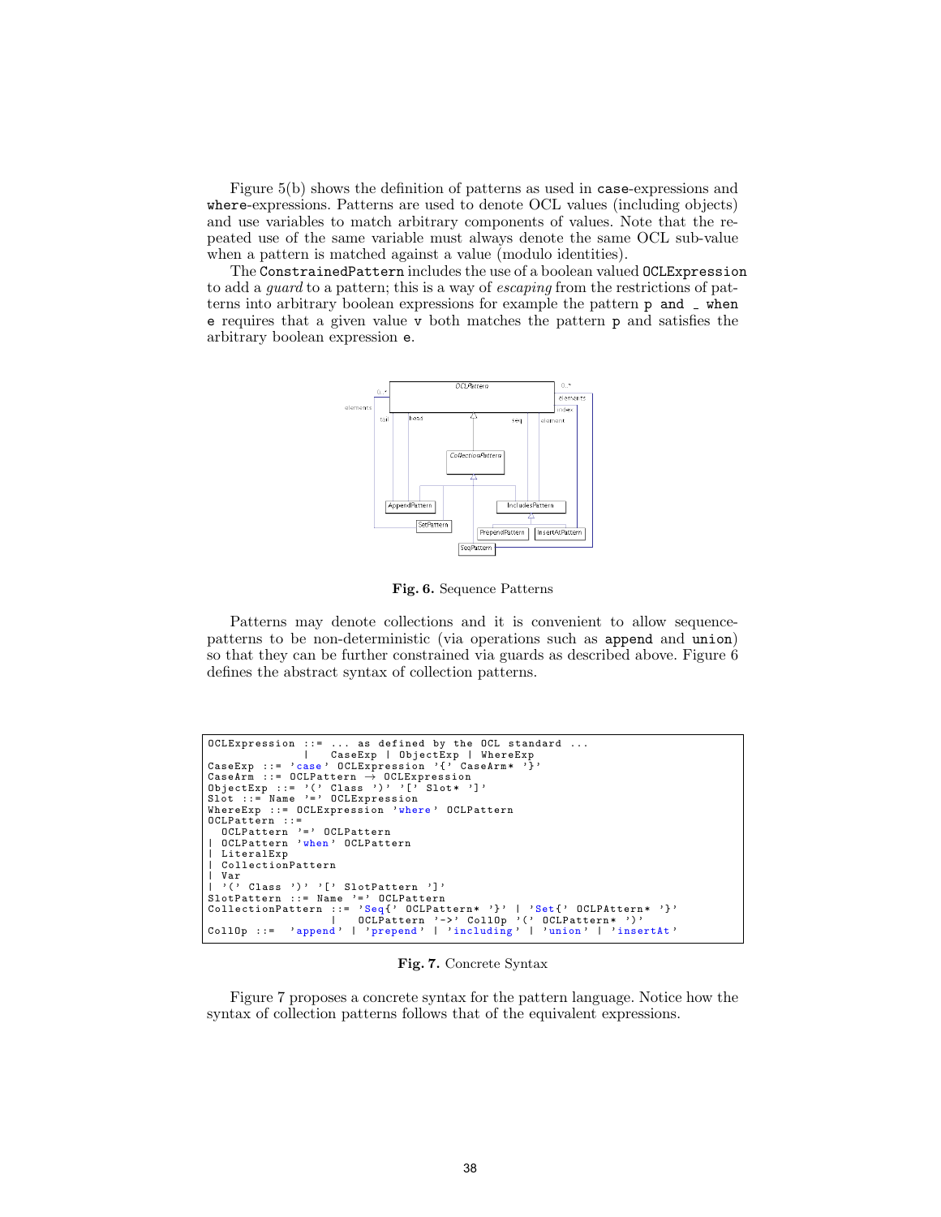Figure 5(b) shows the definition of patterns as used in `case`-expressions and `where`-expressions. Patterns are used to denote OCL values (including objects) and use variables to match arbitrary components of values. Note that the repeated use of the same variable must always denote the same OCL sub-value when a pattern is matched against a value (modulo identities).

The `ConstrainedPattern` includes the use of a boolean valued `OCLExpression` to add a *guard* to a pattern; this is a way of *escaping* from the restrictions of patterns into arbitrary boolean expressions for example the pattern `p and _ when e` requires that a given value `v` both matches the pattern `p` and satisfies the arbitrary boolean expression `e`.

**Fig. 6.** Sequence Patterns

Patterns may denote collections and it is convenient to allow sequence-patterns to be non-deterministic (via operations such as `append` and `union`) so that they can be further constrained via guards as described above. Figure 6 defines the abstract syntax of collection patterns.

```
OCLExpression ::= ... as defined by the OCL standard ...
              |   CaseExp | ObjectExp | WhereExp
CaseExp ::= 'case' OCLExpression '{' CaseArm* '}'
CaseArm ::= OCLPattern → OCLExpression
ObjectExp ::= '(' Class ')' '[' Slot* ']'
Slot ::= Name '=' OCLExpression
WhereExp ::= OCLExpression 'where' OCLPattern
OCLPattern ::=
  OCLPattern '=' OCLPattern
| OCLPattern 'when' OCLPattern
| LiteralExp
| CollectionPattern
| Var
| '(' Class ')' '[' SlotPattern ']'
SlotPattern ::= Name '=' OCLPattern
CollectionPattern ::= 'Seq{' OCLPattern* '}' | 'Set{' OCLPAttern* '}'
                  |   OCLPattern '->' CollOp '(' OCLPattern* ')'
CollOp ::=  'append' | 'prepend' | 'including' | 'union' | 'insertAt'
```

**Fig. 7.** Concrete Syntax

Figure 7 proposes a concrete syntax for the pattern language. Notice how the syntax of collection patterns follows that of the equivalent expressions.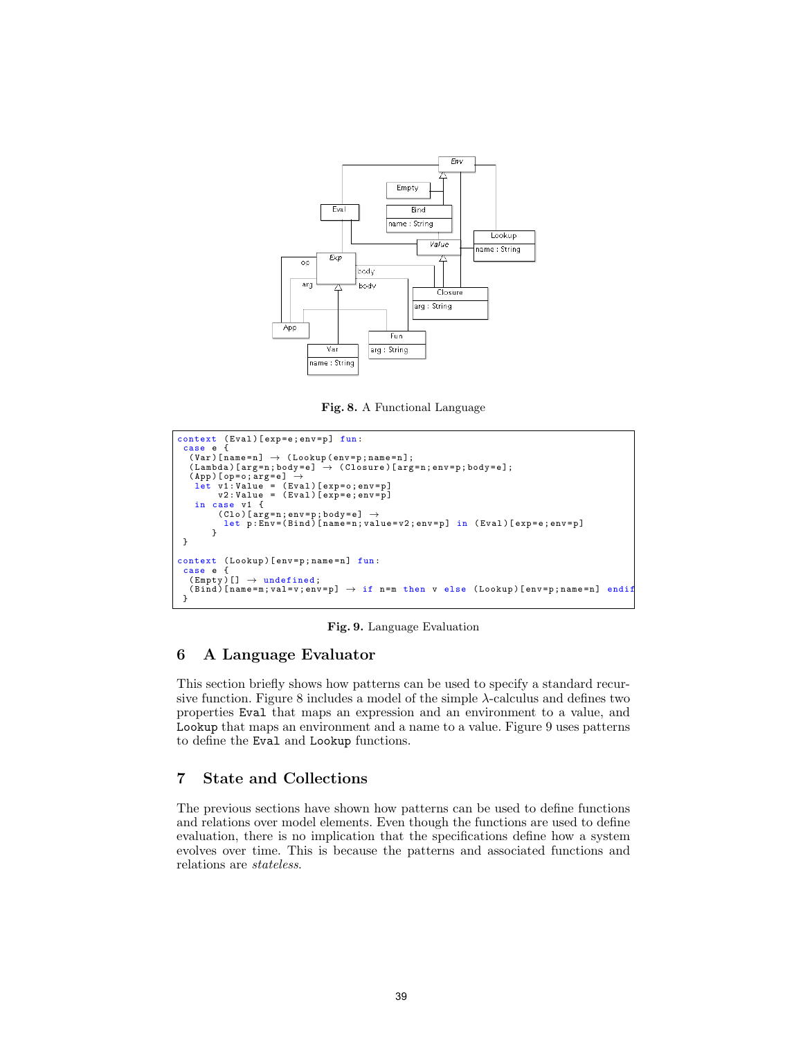Fig. 8. A Functional Language

```
context (Eval)[exp=e;env=p] fun:
 case e {
  (Var)[name=n] → (Lookup(env=p;name=n];
  (Lambda)[arg=n;body=e] → (Closure)[arg=n;env=p;body=e];
  (App)[op=o;arg=e] →
   let v1:Value = (Eval)[exp=o;env=p]
       v2:Value = (Eval)[exp=e;env=p]
   in case v1 {
       (Clo)[arg=n;env=p;body=e] →
         let p:Env=(Bind)[name=n;value=v2;env=p] in (Eval)[exp=e;env=p]
      }
 }

context (Lookup)[env=p;name=n] fun:
 case e {
  (Empty)[] → undefined;
  (Bind)[name=m;val=v;env=p] → if n=m then v else (Lookup)[env=p;name=n] endif
 }
```

**Fig. 9.** Language Evaluation

## 6 A Language Evaluator

This section briefly shows how patterns can be used to specify a standard recursive function. Figure 8 includes a model of the simple $\lambda$-calculus and defines two properties `Eval` that maps an expression and an environment to a value, and `Lookup` that maps an environment and a name to a value. Figure 9 uses patterns to define the `Eval` and `Lookup` functions.

## 7 State and Collections

The previous sections have shown how patterns can be used to define functions and relations over model elements. Even though the functions are used to define evaluation, there is no implication that the specifications define how a system evolves over time. This is because the patterns and associated functions and relations are *stateless*.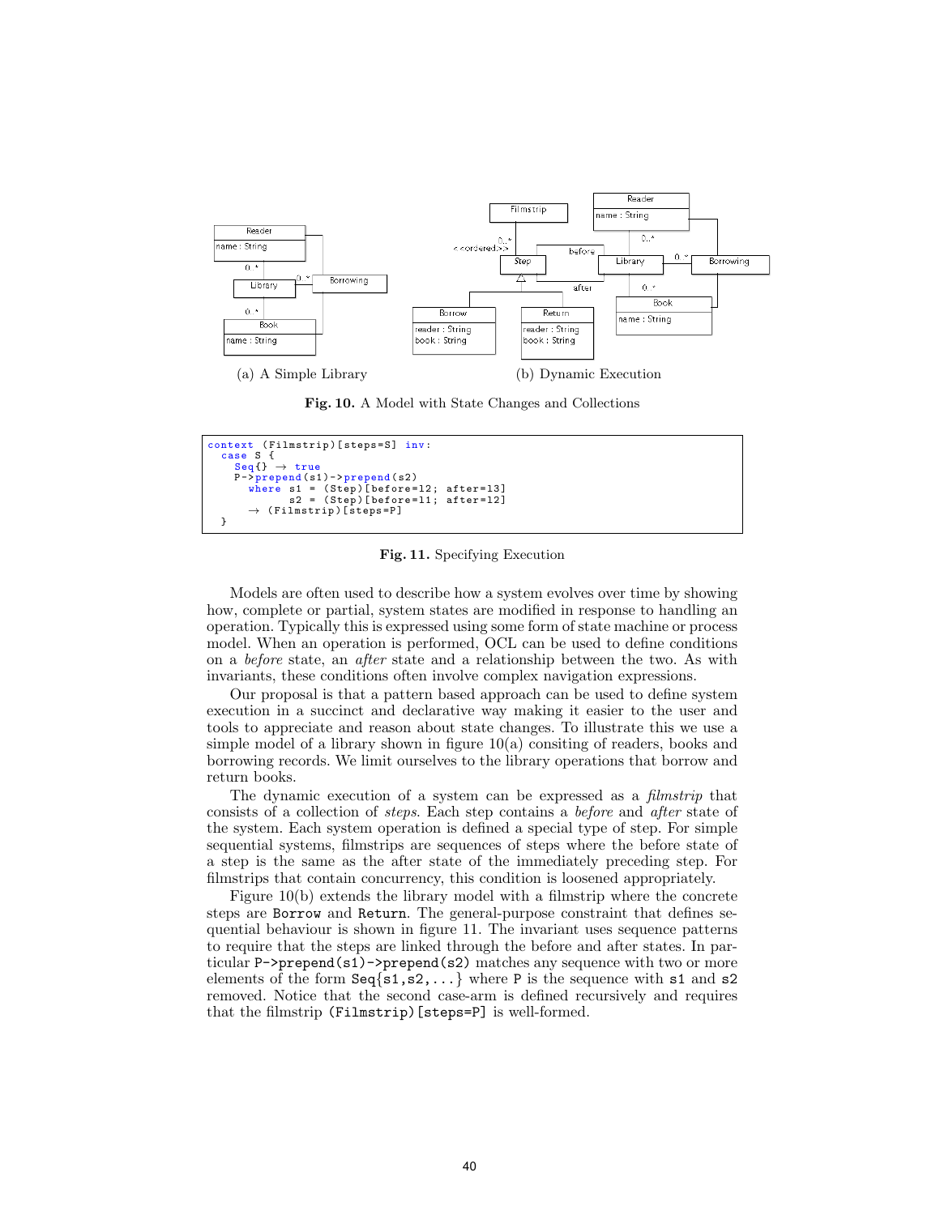(a) A Simple Library

(b) Dynamic Execution

**Fig. 10.** A Model with State Changes and Collections

```
context (Filmstrip)[steps=S] inv:
  case S {
    Seq{} → true
    P->prepend(s1)->prepend(s2)
      where s1 = (Step)[before=l2; after=l3]
            s2 = (Step)[before=l1; after=l2]
      → (Filmstrip)[steps=P]
  }
```

**Fig. 11.** Specifying Execution

Models are often used to describe how a system evolves over time by showing how, complete or partial, system states are modified in response to handling an operation. Typically this is expressed using some form of state machine or process model. When an operation is performed, OCL can be used to define conditions on a *before* state, an *after* state and a relationship between the two. As with invariants, these conditions often involve complex navigation expressions.

Our proposal is that a pattern based approach can be used to define system execution in a succinct and declarative way making it easier to the user and tools to appreciate and reason about state changes. To illustrate this we use a simple model of a library shown in figure 10(a) consiting of readers, books and borrowing records. We limit ourselves to the library operations that borrow and return books.

The dynamic execution of a system can be expressed as a *filmstrip* that consists of a collection of *steps*. Each step contains a *before* and *after* state of the system. Each system operation is defined a special type of step. For simple sequential systems, filmstrips are sequences of steps where the before state of a step is the same as the after state of the immediately preceding step. For filmstrips that contain concurrency, this condition is loosened appropriately.

Figure 10(b) extends the library model with a filmstrip where the concrete steps are `Borrow` and `Return`. The general-purpose constraint that defines sequential behaviour is shown in figure 11. The invariant uses sequence patterns to require that the steps are linked through the before and after states. In particular `P->prepend(s1)->prepend(s2)` matches any sequence with two or more elements of the form `Seq{s1,s2,...}` where `P` is the sequence with `s1` and `s2` removed. Notice that the second case-arm is defined recursively and requires that the filmstrip `(Filmstrip)[steps=P]` is well-formed.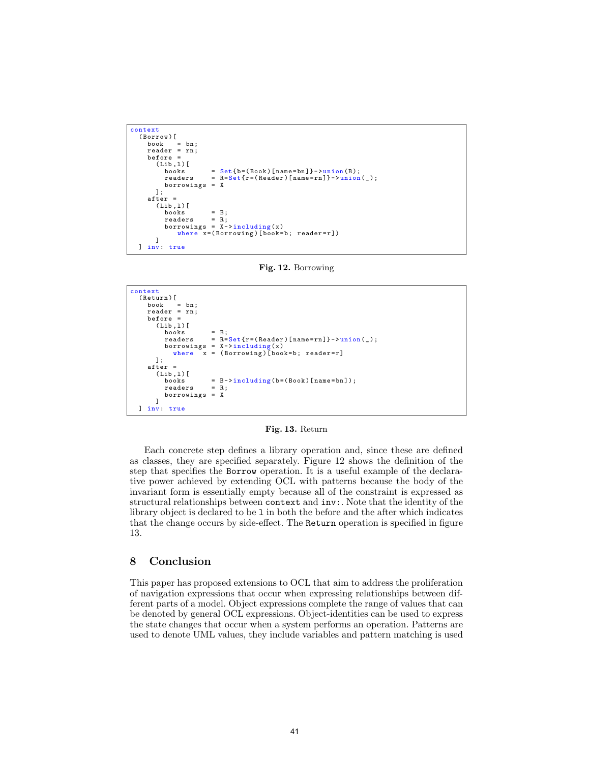```
context
  (Borrow)[
    book   = bn;
    reader = rn;
    before =
      (Lib,l)[
        books       = Set{b=(Book)[name=bn]}->union(B);
        readers     = R=Set{r=(Reader)[name=rn]}->union(_);
        borrowings = X
      ];
    after =
      (Lib,l)[
        books       = B;
        readers     = R;
        borrowings = X->including(x)
           where x=(Borrowing)[book=b; reader=r])
      ]
  ] inv: true
```

**Fig. 12.** Borrowing

```
context
  (Return)[
    book   = bn;
    reader = rn;
    before =
      (Lib,l)[
        books       = B;
        readers     = R=Set{r=(Reader)[name=rn]}->union(_);
        borrowings = X->including(x)
          where  x = (Borrowing)[book=b; reader=r]
      ];
    after =
      (Lib,l)[
        books       = B->including(b=(Book)[name=bn]);
        readers     = R;
        borrowings = X
      ]
  ] inv: true
```

**Fig. 13.** Return

Each concrete step defines a library operation and, since these are defined as classes, they are specified separately. Figure 12 shows the definition of the step that specifies the `Borrow` operation. It is a useful example of the declarative power achieved by extending OCL with patterns because the body of the invariant form is essentially empty because all of the constraint is expressed as structural relationships between `context` and `inv:`. Note that the identity of the library object is declared to be `l` in both the before and the after which indicates that the change occurs by side-effect. The `Return` operation is specified in figure 13.

## 8 Conclusion

This paper has proposed extensions to OCL that aim to address the proliferation of navigation expressions that occur when expressing relationships between different parts of a model. Object expressions complete the range of values that can be denoted by general OCL expressions. Object-identities can be used to express the state changes that occur when a system performs an operation. Patterns are used to denote UML values, they include variables and pattern matching is used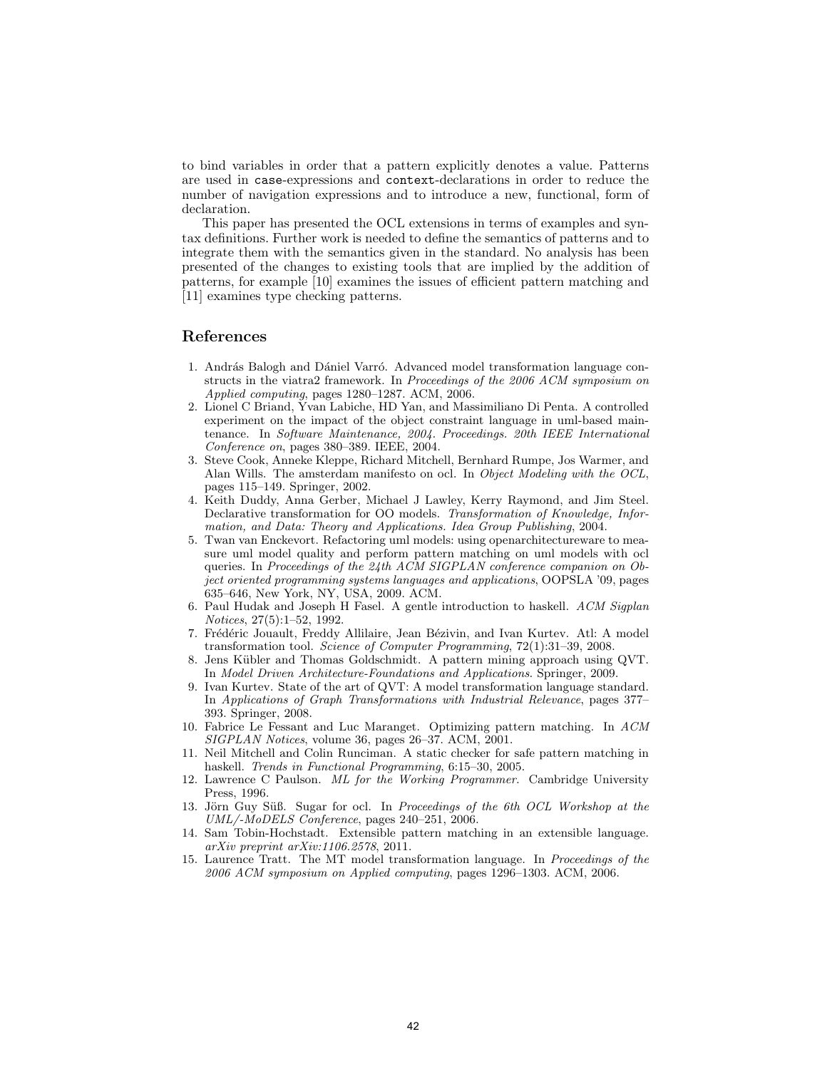to bind variables in order that a pattern explicitly denotes a value. Patterns are used in `case`-expressions and `context`-declarations in order to reduce the number of navigation expressions and to introduce a new, functional, form of declaration.

This paper has presented the OCL extensions in terms of examples and syntax definitions. Further work is needed to define the semantics of patterns and to integrate them with the semantics given in the standard. No analysis has been presented of the changes to existing tools that are implied by the addition of patterns, for example [10] examines the issues of efficient pattern matching and [11] examines type checking patterns.

## References

1. András Balogh and Dániel Varró. Advanced model transformation language constructs in the viatra2 framework. In *Proceedings of the 2006 ACM symposium on Applied computing*, pages 1280–1287. ACM, 2006.
2. Lionel C Briand, Yvan Labiche, HD Yan, and Massimiliano Di Penta. A controlled experiment on the impact of the object constraint language in uml-based maintenance. In *Software Maintenance, 2004. Proceedings. 20th IEEE International Conference on*, pages 380–389. IEEE, 2004.
3. Steve Cook, Anneke Kleppe, Richard Mitchell, Bernhard Rumpe, Jos Warmer, and Alan Wills. The amsterdam manifesto on ocl. In *Object Modeling with the OCL*, pages 115–149. Springer, 2002.
4. Keith Duddy, Anna Gerber, Michael J Lawley, Kerry Raymond, and Jim Steel. Declarative transformation for OO models. *Transformation of Knowledge, Information, and Data: Theory and Applications. Idea Group Publishing*, 2004.
5. Twan van Enckevort. Refactoring uml models: using openarchitectureware to measure uml model quality and perform pattern matching on uml models with ocl queries. In *Proceedings of the 24th ACM SIGPLAN conference companion on Object oriented programming systems languages and applications*, OOPSLA '09, pages 635–646, New York, NY, USA, 2009. ACM.
6. Paul Hudak and Joseph H Fasel. A gentle introduction to haskell. *ACM Sigplan Notices*, 27(5):1–52, 1992.
7. Frédéric Jouault, Freddy Allilaire, Jean Bézivin, and Ivan Kurtev. Atl: A model transformation tool. *Science of Computer Programming*, 72(1):31–39, 2008.
8. Jens Kübler and Thomas Goldschmidt. A pattern mining approach using QVT. In *Model Driven Architecture-Foundations and Applications*. Springer, 2009.
9. Ivan Kurtev. State of the art of QVT: A model transformation language standard. In *Applications of Graph Transformations with Industrial Relevance*, pages 377–393. Springer, 2008.
10. Fabrice Le Fessant and Luc Maranget. Optimizing pattern matching. In *ACM SIGPLAN Notices*, volume 36, pages 26–37. ACM, 2001.
11. Neil Mitchell and Colin Runciman. A static checker for safe pattern matching in haskell. *Trends in Functional Programming*, 6:15–30, 2005.
12. Lawrence C Paulson. *ML for the Working Programmer*. Cambridge University Press, 1996.
13. Jörn Guy Süß. Sugar for ocl. In *Proceedings of the 6th OCL Workshop at the UML/-MoDELS Conference*, pages 240–251, 2006.
14. Sam Tobin-Hochstadt. Extensible pattern matching in an extensible language. *arXiv preprint arXiv:1106.2578*, 2011.
15. Laurence Tratt. The MT model transformation language. In *Proceedings of the 2006 ACM symposium on Applied computing*, pages 1296–1303. ACM, 2006.